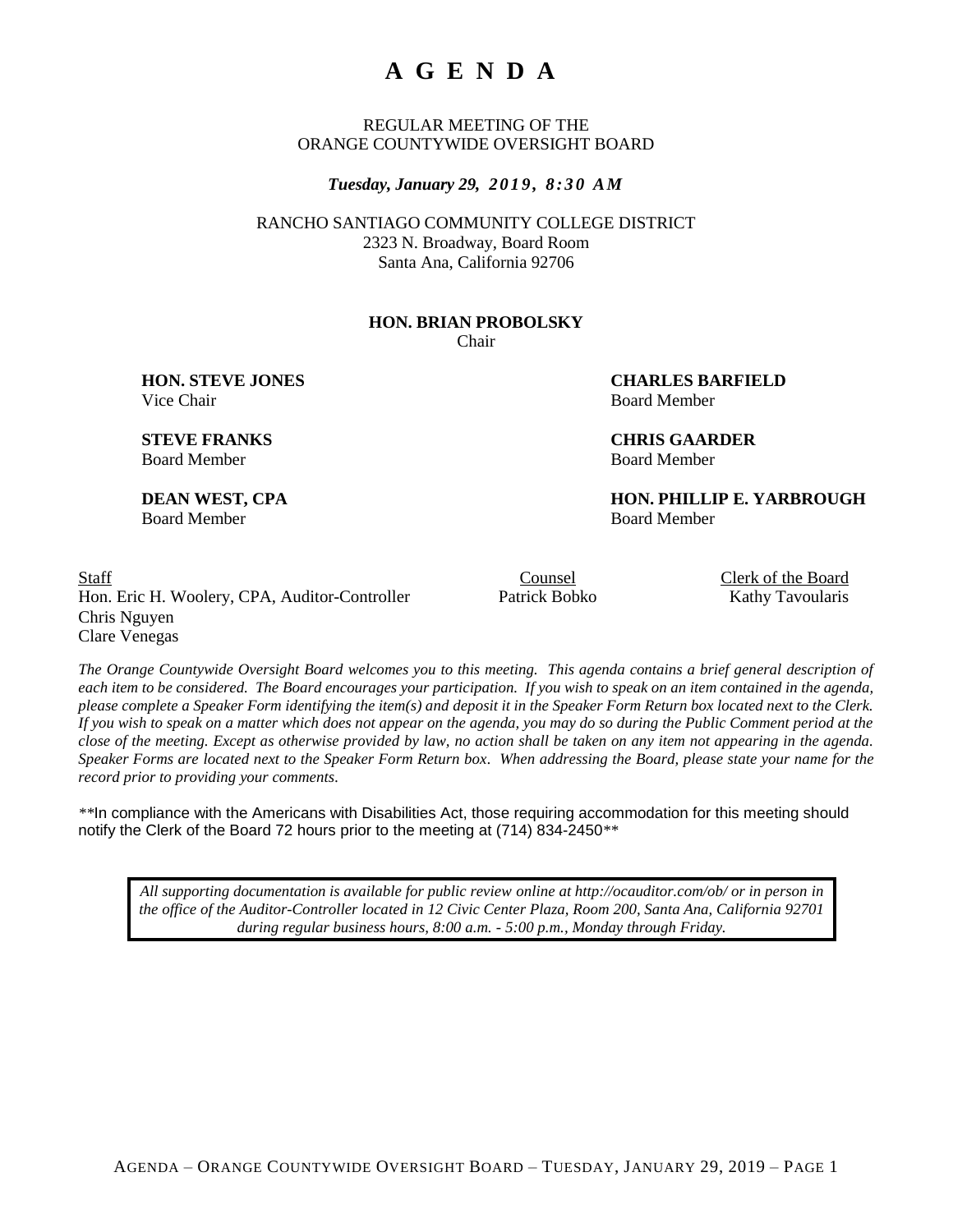# A G E N D A

REGULAR MEETING OF THE
ORANGE COUNTYWIDE OVERSIGHT BOARD

***Tuesday, January 29, 2019, 8:30 AM***

RANCHO SANTIAGO COMMUNITY COLLEGE DISTRICT
2323 N. Broadway, Board Room
Santa Ana, California 92706

**HON. BRIAN PROBOLSKY**
Chair

**HON. STEVE JONES**
Vice Chair

**CHARLES BARFIELD**
Board Member

**STEVE FRANKS**
Board Member

**CHRIS GAARDER**
Board Member

**DEAN WEST, CPA**
Board Member

**HON. PHILLIP E. YARBROUGH**
Board Member

Staff
Hon. Eric H. Woolery, CPA, Auditor-Controller
Chris Nguyen
Clare Venegas

Counsel
Patrick Bobko

Clerk of the Board
Kathy Tavoularis

*The Orange Countywide Oversight Board welcomes you to this meeting. This agenda contains a brief general description of each item to be considered. The Board encourages your participation. If you wish to speak on an item contained in the agenda, please complete a Speaker Form identifying the item(s) and deposit it in the Speaker Form Return box located next to the Clerk. If you wish to speak on a matter which does not appear on the agenda, you may do so during the Public Comment period at the close of the meeting. Except as otherwise provided by law, no action shall be taken on any item not appearing in the agenda. Speaker Forms are located next to the Speaker Form Return box. When addressing the Board, please state your name for the record prior to providing your comments.*

\*\*In compliance with the Americans with Disabilities Act, those requiring accommodation for this meeting should notify the Clerk of the Board 72 hours prior to the meeting at (714) 834-2450\*\*

*All supporting documentation is available for public review online at http://ocauditor.com/ob/ or in person in the office of the Auditor-Controller located in 12 Civic Center Plaza, Room 200, Santa Ana, California 92701 during regular business hours, 8:00 a.m. - 5:00 p.m., Monday through Friday.*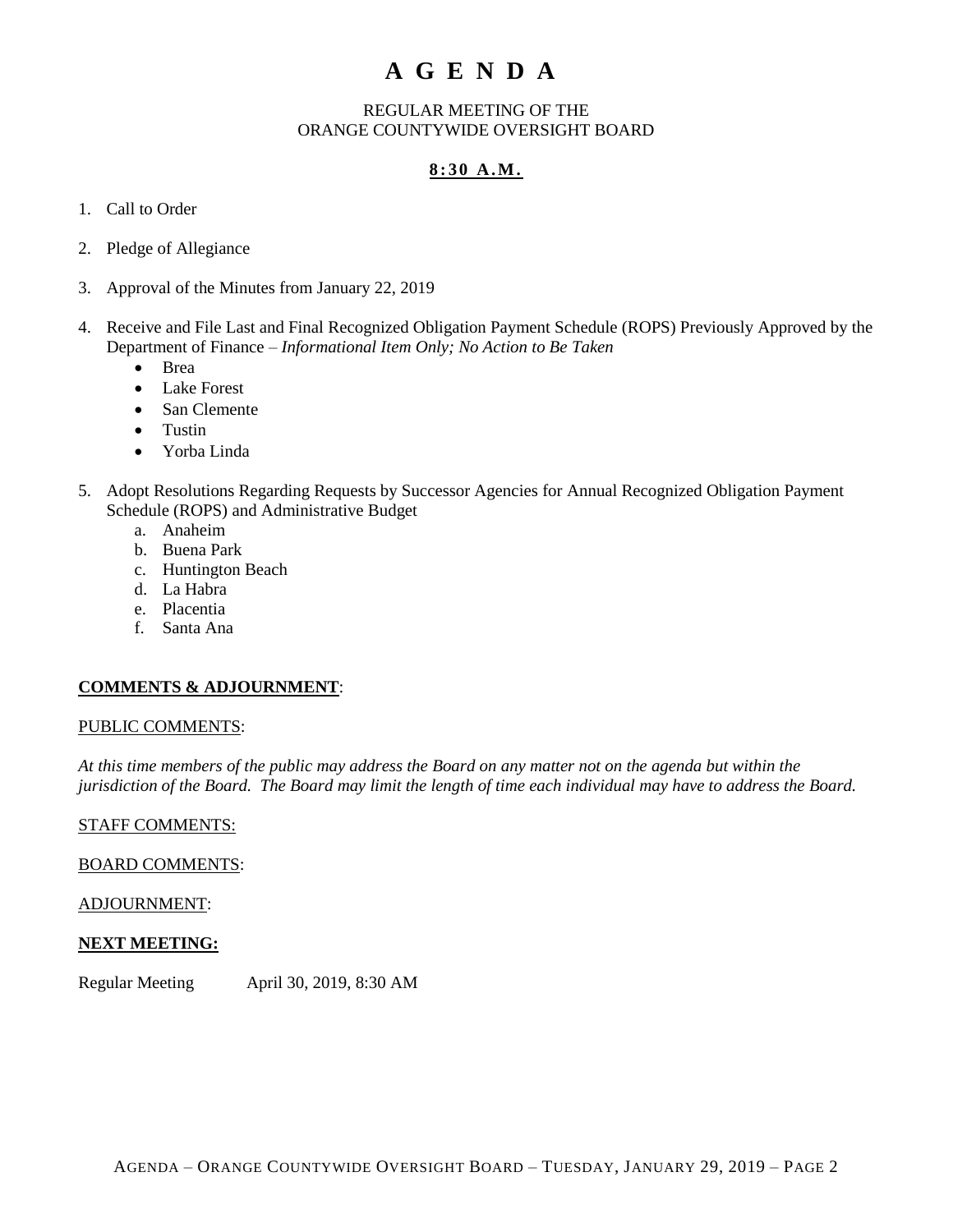# A G E N D A

REGULAR MEETING OF THE
ORANGE COUNTYWIDE OVERSIGHT BOARD

**8:30 A.M.**

1. Call to Order
2. Pledge of Allegiance
3. Approval of the Minutes from January 22, 2019
4. Receive and File Last and Final Recognized Obligation Payment Schedule (ROPS) Previously Approved by the Department of Finance – *Informational Item Only; No Action to Be Taken*
   - Brea
   - Lake Forest
   - San Clemente
   - Tustin
   - Yorba Linda
5. Adopt Resolutions Regarding Requests by Successor Agencies for Annual Recognized Obligation Payment Schedule (ROPS) and Administrative Budget
   a. Anaheim
   b. Buena Park
   c. Huntington Beach
   d. La Habra
   e. Placentia
   f. Santa Ana

**COMMENTS & ADJOURNMENT**:

PUBLIC COMMENTS:

*At this time members of the public may address the Board on any matter not on the agenda but within the jurisdiction of the Board. The Board may limit the length of time each individual may have to address the Board.*

STAFF COMMENTS:

BOARD COMMENTS:

ADJOURNMENT:

**NEXT MEETING:**

Regular Meeting April 30, 2019, 8:30 AM